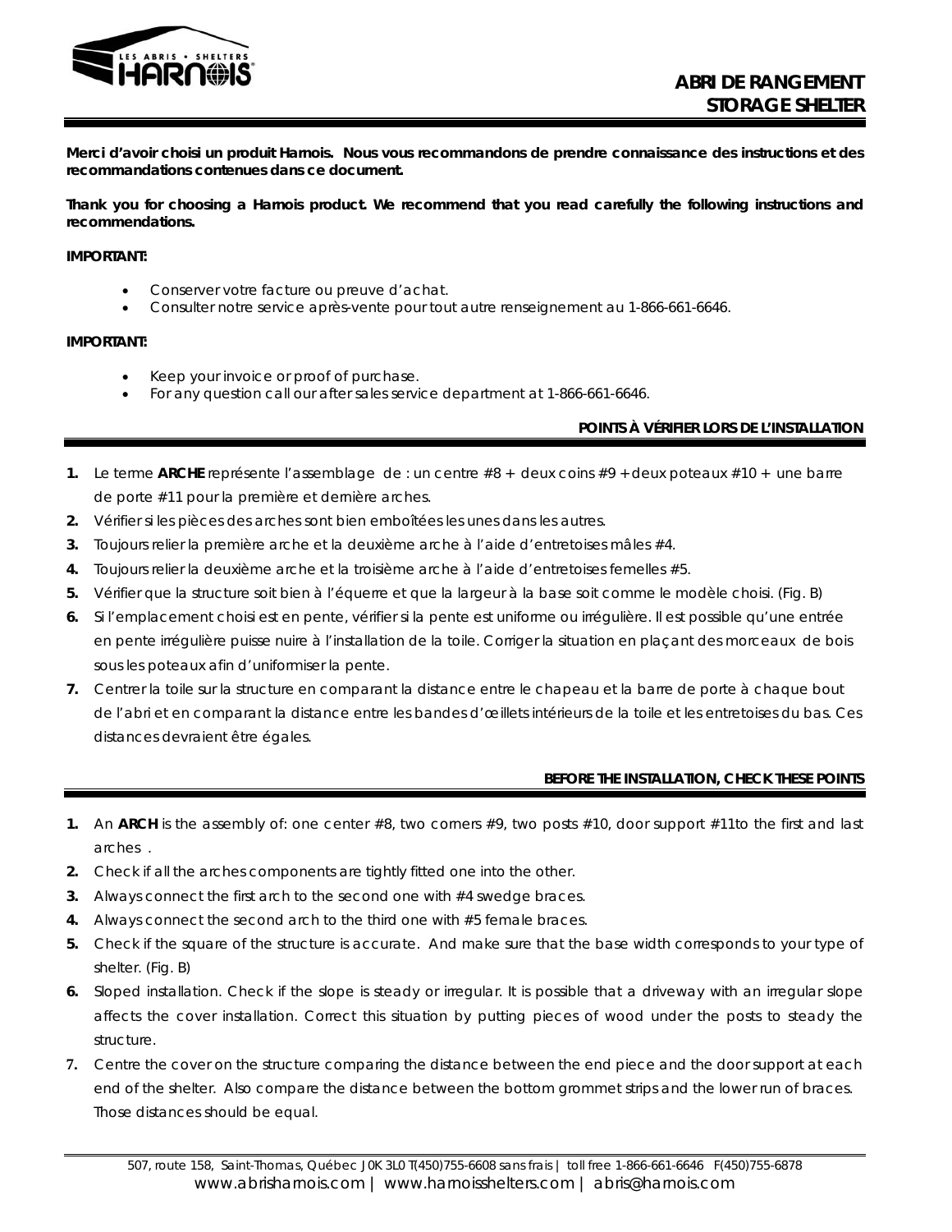# ABRI DE RANGEMENT
# STORAGE SHELTER

**Merci d'avoir choisi un produit Harnois. Nous vous recommandons de prendre connaissance des instructions et des recommandations contenues dans ce document.**

**Thank you for choosing a Harnois product. We recommend that you read carefully the following instructions and recommendations.**

**IMPORTANT:**

- Conserver votre facture ou preuve d'achat.
- Consulter notre service après-vente pour tout autre renseignement au 1-866-661-6646.

**IMPORTANT:**

- Keep your invoice or proof of purchase.
- For any question call our after sales service department at 1-866-661-6646.

## POINTS À VÉRIFIER LORS DE L'INSTALLATION

1. Le terme **ARCHE** représente l'assemblage de : un centre #8 + deux coins #9 + deux poteaux #10 + une barre de porte #11 pour la première et dernière arches.
2. Vérifier si les pièces des arches sont bien emboîtées les unes dans les autres.
3. Toujours relier la première arche et la deuxième arche à l'aide d'entretoises mâles #4.
4. Toujours relier la deuxième arche et la troisième arche à l'aide d'entretoises femelles #5.
5. Vérifier que la structure soit bien à l'équerre et que la largeur à la base soit comme le modèle choisi. (Fig. B)
6. Si l'emplacement choisi est en pente, vérifier si la pente est uniforme ou irrégulière. Il est possible qu'une entrée en pente irrégulière puisse nuire à l'installation de la toile. Corriger la situation en plaçant des morceaux de bois sous les poteaux afin d'uniformiser la pente.
7. Centrer la toile sur la structure en comparant la distance entre le chapeau et la barre de porte à chaque bout de l'abri et en comparant la distance entre les bandes d'œillets intérieurs de la toile et les entretoises du bas. Ces distances devraient être égales.

## BEFORE THE INSTALLATION, CHECK THESE POINTS

1. An **ARCH** is the assembly of: one center #8, two corners #9, two posts #10, door support #11to the first and last arches .
2. Check if all the arches components are tightly fitted one into the other.
3. Always connect the first arch to the second one with #4 swedge braces.
4. Always connect the second arch to the third one with #5 female braces.
5. Check if the square of the structure is accurate. And make sure that the base width corresponds to your type of shelter. (Fig. B)
6. Sloped installation. Check if the slope is steady or irregular. It is possible that a driveway with an irregular slope affects the cover installation. Correct this situation by putting pieces of wood under the posts to steady the structure.
7. Centre the cover on the structure comparing the distance between the end piece and the door support at each end of the shelter. Also compare the distance between the bottom grommet strips and the lower run of braces. Those distances should be equal.

507, route 158, Saint-Thomas, Québec J0K 3L0 T(450)755-6608 sans frais | toll free 1-866-661-6646 F(450)755-6878
www.abrisharnois.com | www.harnoisshelters.com | abris@harnois.com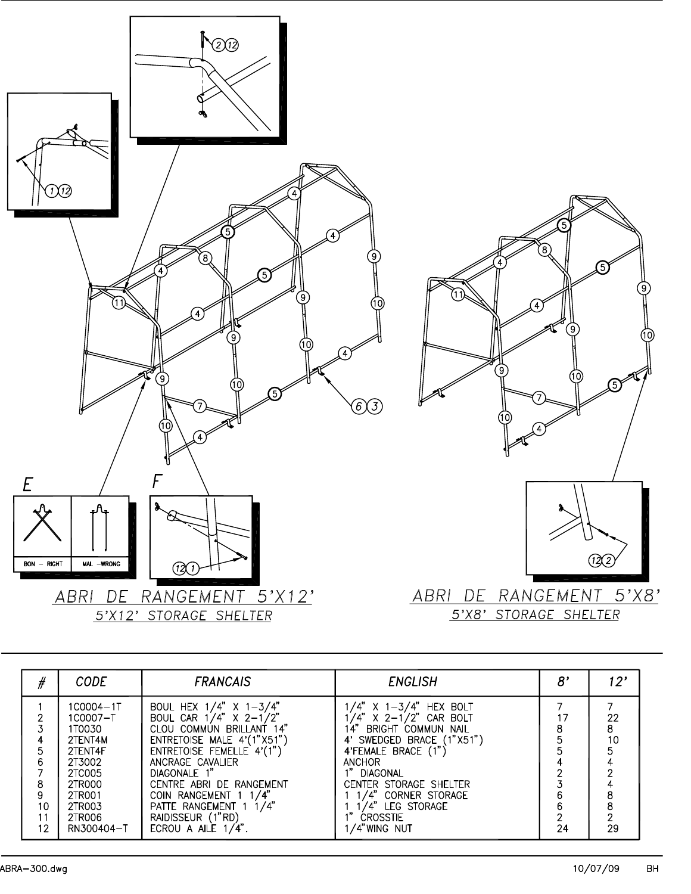E

BON – RIGHT

MAL –WRONG

F

## ABRI DE RANGEMENT 5'X12'

5'X12' STORAGE SHELTER

## ABRI DE RANGEMENT 5'X8'

5'X8' STORAGE SHELTER

| # | CODE | FRANCAIS | ENGLISH | 8' | 12' |
|---|---|---|---|---|---|
| 1 | 1C0004-1T | BOUL HEX 1/4" X 1-3/4" | 1/4" X 1-3/4" HEX BOLT | 7 | 7 |
| 2 | 1C0007-T | BOUL CAR 1/4" X 2-1/2" | 1/4" X 2-1/2" CAR BOLT | 17 | 22 |
| 3 | 1T0030 | CLOU COMMUN BRILLANT 14" | 14" BRIGHT COMMUN NAIL | 8 | 8 |
| 4 | 2TENT4M | ENTRETOISE MALE 4'(1"X51") | 4' SWEDGED BRACE (1"X51") | 5 | 10 |
| 5 | 2TENT4F | ENTRETOISE FEMELLE 4'(1") | 4'FEMALE BRACE (1") | 5 | 5 |
| 6 | 2T3002 | ANCRAGE CAVALIER | ANCHOR | 4 | 4 |
| 7 | 2TC005 | DIAGONALE 1" | 1" DIAGONAL | 2 | 2 |
| 8 | 2TR000 | CENTRE ABRI DE RANGEMENT | CENTER STORAGE SHELTER | 3 | 4 |
| 9 | 2TR001 | COIN RANGEMENT 1 1/4" | 1 1/4" CORNER STORAGE | 6 | 8 |
| 10 | 2TR003 | PATTE RANGEMENT 1 1/4" | 1 1/4" LEG STORAGE | 6 | 8 |
| 11 | 2TR006 | RAIDISSEUR (1"RD) | 1" CROSSTIE | 2 | 2 |
| 12 | RN300404-T | ECROU A AILE 1/4". | 1/4"WING NUT | 24 | 29 |

ABRA-300.dwg 10/07/09 BH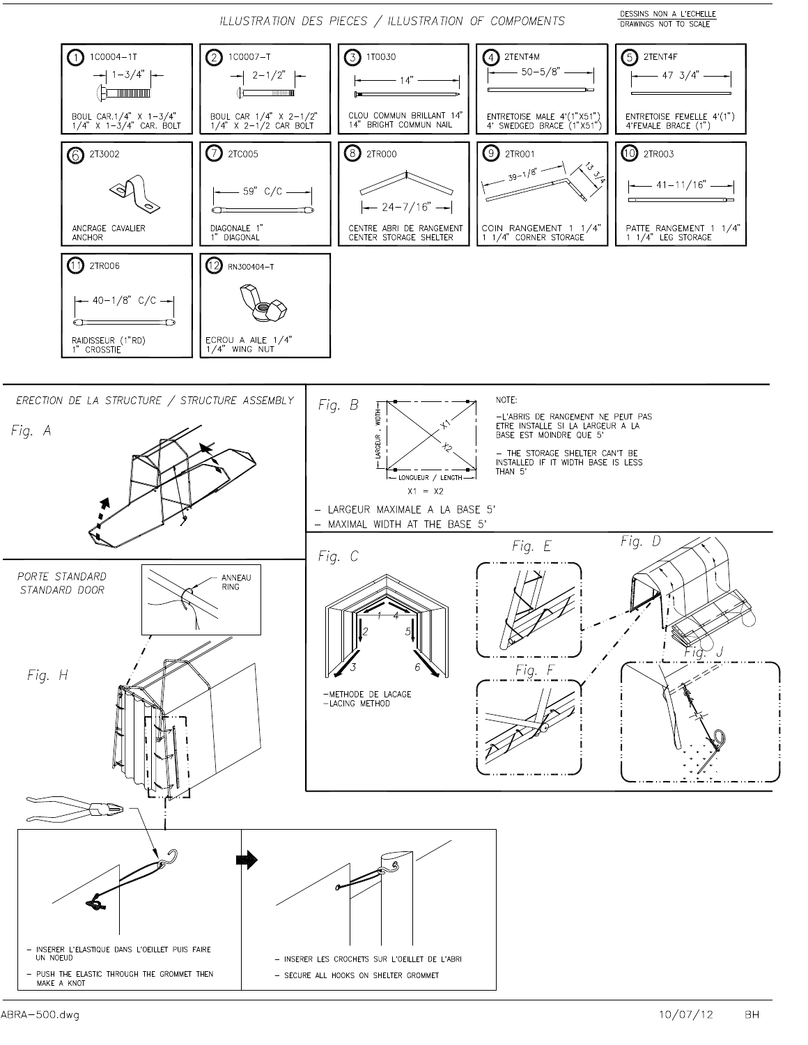# ILLUSTRATION DES PIECES / ILLUSTRATION OF COMPOMENTS

DESSINS NON A L'ECHELLE
DRAWINGS NOT TO SCALE

| No. | Code | Dimension | Description (FR) | Description (EN) |
|---|---|---|---|---|
| 1 | 1C0004-1T | 1-3/4" | BOUL CAR.1/4" X 1-3/4" | 1/4" X 1-3/4" CAR. BOLT |
| 2 | 1C0007-T | 2-1/2" | BOUL CAR 1/4" X 2-1/2" | 1/4" X 2-1/2 CAR BOLT |
| 3 | 1T0030 | 14" | CLOU COMMUN BRILLANT 14" | 14" BRIGHT COMMUN NAIL |
| 4 | 2TENT4M | 50-5/8" | ENTRETOISE MALE 4'(1"X51") | 4' SWEDGED BRACE (1"X51") |
| 5 | 2TENT4F | 47 3/4" | ENTRETOISE FEMELLE 4'(1") | 4'FEMALE BRACE (1") |
| 6 | 2T3002 | | ANCRAGE CAVALIER | ANCHOR |
| 7 | 2TC005 | 59" C/C | DIAGONALE 1" | 1" DIAGONAL |
| 8 | 2TR000 | 24-7/16" | CENTRE ABRI DE RANGEMENT | CENTER STORAGE SHELTER |
| 9 | 2TR001 | 39-1/8", 13 3/4 | COIN RANGEMENT 1 1/4" | 1 1/4" CORNER STORAGE |
| 10 | 2TR003 | 41-11/16" | PATTE RANGEMENT 1 1/4" | 1 1/4" LEG STORAGE |
| 11 | 2TR006 | 40-1/8" C/C | RAIDISSEUR (1"RD) | 1" CROSSTIE |
| 12 | RN300404-T | | ECROU A AILE 1/4" | 1/4" WING NUT |

## ERECTION DE LA STRUCTURE / STRUCTURE ASSEMBLY

Fig. A

Fig. B

LARGEUR / WIDTH

LONGUEUR / LENGTH

X1 = X2

NOTE:

- L'ABRIS DE RANGEMENT NE PEUT PAS ETRE INSTALLE SI LA LARGEUR A LA BASE EST MOINDRE QUE 5'
- THE STORAGE SHELTER CAN'T BE INSTALLED IF IT WIDTH BASE IS LESS THAN 5'

- LARGEUR MAXIMALE A LA BASE 5'
- MAXIMAL WIDTH AT THE BASE 5'

Fig. C

- METHODE DE LACAGE
- LACING METHOD

Fig. D

Fig. E

Fig. F

Fig. J

PORTE STANDARD
STANDARD DOOR

ANNEAU
RING

Fig. H

- INSERER L'ELASTIQUE DANS L'OEILLET PUIS FAIRE UN NOEUD
- PUSH THE ELASTIC THROUGH THE GROMMET THEN MAKE A KNOT

- INSERER LES CROCHETS SUR L'OEILLET DE L'ABRI
- SECURE ALL HOOKS ON SHELTER GROMMET

ABRA-500.dwg 10/07/12 BH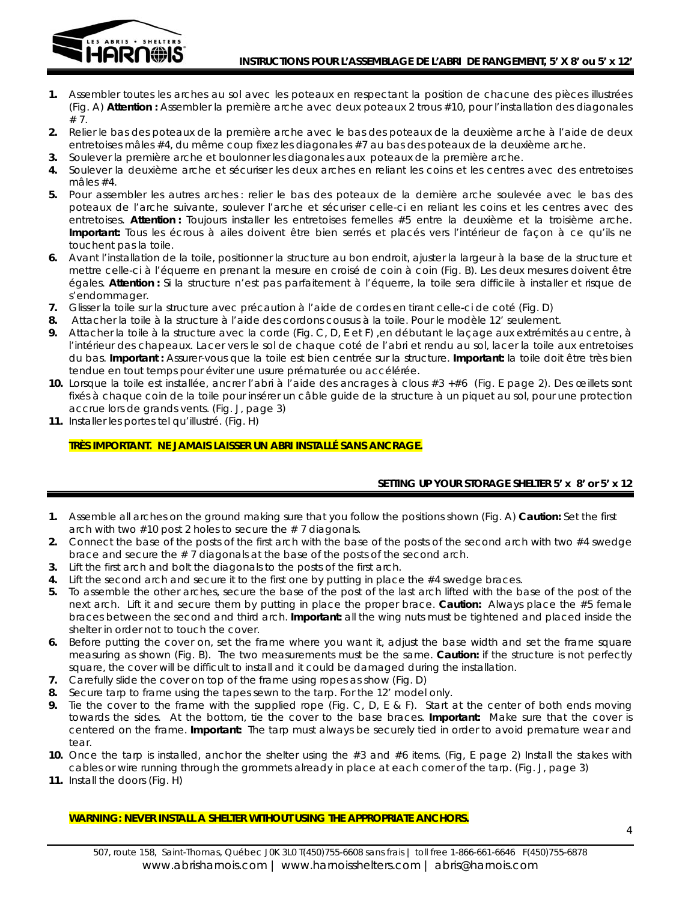## INSTRUCTIONS POUR L'ASSEMBLAGE DE L'ABRI DE RANGEMENT, 5' X 8' ou 5' x 12'

1. Assembler toutes les arches au sol avec les poteaux en respectant la position de chacune des pièces illustrées (Fig. A) **Attention :** Assembler la première arche avec deux poteaux 2 trous #10, pour l'installation des diagonales # 7.
2. Relier le bas des poteaux de la première arche avec le bas des poteaux de la deuxième arche à l'aide de deux entretoises mâles #4, du même coup fixez les diagonales #7 au bas des poteaux de la deuxième arche.
3. Soulever la première arche et boulonner les diagonales aux poteaux de la première arche.
4. Soulever la deuxième arche et sécuriser les deux arches en reliant les coins et les centres avec des entretoises mâles #4.
5. Pour assembler les autres arches : relier le bas des poteaux de la dernière arche soulevée avec le bas des poteaux de l'arche suivante, soulever l'arche et sécuriser celle-ci en reliant les coins et les centres avec des entretoises. **Attention :** Toujours installer les entretoises femelles #5 entre la deuxième et la troisième arche. **Important:** Tous les écrous à ailes doivent être bien serrés et placés vers l'intérieur de façon à ce qu'ils ne touchent pas la toile.
6. Avant l'installation de la toile, positionner la structure au bon endroit, ajuster la largeur à la base de la structure et mettre celle-ci à l'équerre en prenant la mesure en croisé de coin à coin (Fig. B). Les deux mesures doivent être égales. **Attention :** Si la structure n'est pas parfaitement à l'équerre, la toile sera difficile à installer et risque de s'endommager.
7. Glisser la toile sur la structure avec précaution à l'aide de cordes en tirant celle-ci de coté (Fig. D)
8. Attacher la toile à la structure à l'aide des cordons cousus à la toile. Pour le modèle 12' seulement.
9. Attacher la toile à la structure avec la corde (Fig. C, D, E et F) ,en débutant le laçage aux extrémités au centre, à l'intérieur des chapeaux. Lacer vers le sol de chaque coté de l'abri et rendu au sol, lacer la toile aux entretoises du bas. **Important :** Assurer-vous que la toile est bien centrée sur la structure. **Important:** la toile doit être très bien tendue en tout temps pour éviter une usure prématurée ou accélérée.
10. Lorsque la toile est installée, ancrer l'abri à l'aide des ancrages à clous #3 +#6 (Fig. E page 2). Des œillets sont fixés à chaque coin de la toile pour insérer un câble guide de la structure à un piquet au sol, pour une protection accrue lors de grands vents. (Fig. J, page 3)
11. Installer les portes tel qu'illustré. (Fig. H)

**TRÈS IMPORTANT. NE JAMAIS LAISSER UN ABRI INSTALLÉ SANS ANCRAGE.**

## SETTING UP YOUR STORAGE SHELTER 5' x 8' or 5' x 12

1. Assemble all arches on the ground making sure that you follow the positions shown (Fig. A) **Caution:** Set the first arch with two #10 post 2 holes to secure the # 7 diagonals.
2. Connect the base of the posts of the first arch with the base of the posts of the second arch with two #4 swedge brace and secure the # 7 diagonals at the base of the posts of the second arch.
3. Lift the first arch and bolt the diagonals to the posts of the first arch.
4. Lift the second arch and secure it to the first one by putting in place the #4 swedge braces.
5. To assemble the other arches, secure the base of the post of the last arch lifted with the base of the post of the next arch. Lift it and secure them by putting in place the proper brace. **Caution:** Always place the #5 female braces between the second and third arch. **Important:** all the wing nuts must be tightened and placed inside the shelter in order not to touch the cover.
6. Before putting the cover on, set the frame where you want it, adjust the base width and set the frame square measuring as shown (Fig. B). The two measurements must be the same. **Caution:** if the structure is not perfectly square, the cover will be difficult to install and it could be damaged during the installation.
7. Carefully slide the cover on top of the frame using ropes as show (Fig. D)
8. Secure tarp to frame using the tapes sewn to the tarp. For the 12' model only.
9. Tie the cover to the frame with the supplied rope (Fig. C, D, E & F). Start at the center of both ends moving towards the sides. At the bottom, tie the cover to the base braces. **Important:** Make sure that the cover is centered on the frame. **Important:** The tarp must always be securely tied in order to avoid premature wear and tear.
10. Once the tarp is installed, anchor the shelter using the #3 and #6 items. (Fig, E page 2) Install the stakes with cables or wire running through the grommets already in place at each corner of the tarp. (Fig. J, page 3)
11. Install the doors (Fig. H)

**WARNING: NEVER INSTALL A SHELTER WITHOUT USING THE APPROPRIATE ANCHORS.**

507, route 158, Saint-Thomas, Québec J0K 3L0 T(450)755-6608 sans frais | toll free 1-866-661-6646 F(450)755-6878
www.abrisharnois.com | www.harnoisshelters.com | abris@harnois.com